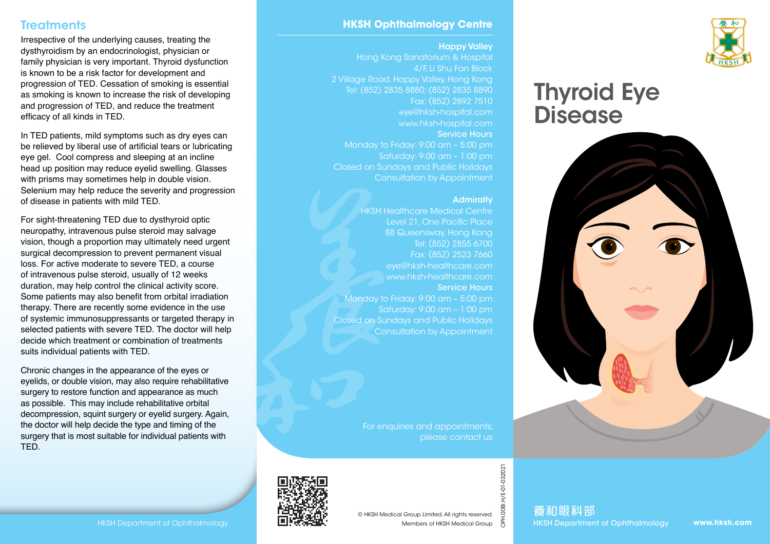## Treatments

Irrespective of the underlying causes, treating the dysthyroidism by an endocrinologist, physician or family physician is very important. Thyroid dysfunction is known to be a risk factor for development and progression of TED. Cessation of smoking is essential as smoking is known to increase the risk of developing and progression of TED, and reduce the treatment efficacy of all kinds in TED.

In TED patients, mild symptoms such as dry eyes can be relieved by liberal use of artificial tears or lubricating eye gel. Cool compress and sleeping at an incline head up position may reduce eyelid swelling. Glasses with prisms may sometimes help in double vision. Selenium may help reduce the severity and progression of disease in patients with mild TED.

For sight-threatening TED due to dysthyroid optic neuropathy, intravenous pulse steroid may salvage vision, though a proportion may ultimately need urgent surgical decompression to prevent permanent visual loss. For active moderate to severe TED, a course of intravenous pulse steroid, usually of 12 weeks duration, may help control the clinical activity score. Some patients may also benefit from orbital irradiation therapy. There are recently some evidence in the use of systemic immunosuppressants or targeted therapy in selected patients with severe TED. The doctor will help decide which treatment or combination of treatments suits individual patients with TED.

Chronic changes in the appearance of the eyes or eyelids, or double vision, may also require rehabilitative surgery to restore function and appearance as much as possible. This may include rehabilitative orbital decompression, squint surgery or eyelid surgery. Again, the doctor will help decide the type and timing of the surgery that is most suitable for individual patients with TED.

HKSH Department of Ophthalmology

## HKSH Ophthalmology Centre

**Happy Valley**
Hong Kong Sanatorium & Hospital
4/F, Li Shu Fan Block
2 Village Road, Happy Valley, Hong Kong
Tel: (852) 2835 8880; (852) 2835 8890
Fax: (852) 2892 7510
eye@hksh-hospital.com
www.hksh-hospital.com
**Service Hours**
Monday to Friday: 9:00 am – 5:00 pm
Saturday: 9:00 am – 1:00 pm
Closed on Sundays and Public Holidays
Consultation by Appointment

**Admiralty**
HKSH Healthcare Medical Centre
Level 21, One Pacific Place
88 Queensway, Hong Kong
Tel: (852) 2855 6700
Fax: (852) 2523 7660
eye@hksh-healthcare.com
www.hksh-healthcare.com
**Service Hours**
Monday to Friday: 9:00 am – 5:00 pm
Saturday: 9:00 am – 1:00 pm
Closed on Sundays and Public Holidays
Consultation by Appointment

For enquiries and appointments, please contact us

© HKSH Medical Group Limited. All rights reserved.
Members of HKSH Medical Group

OPH.008I.H/E-01-032021

# Thyroid Eye Disease

養和眼科部
HKSH Department of Ophthalmology

www.hksh.com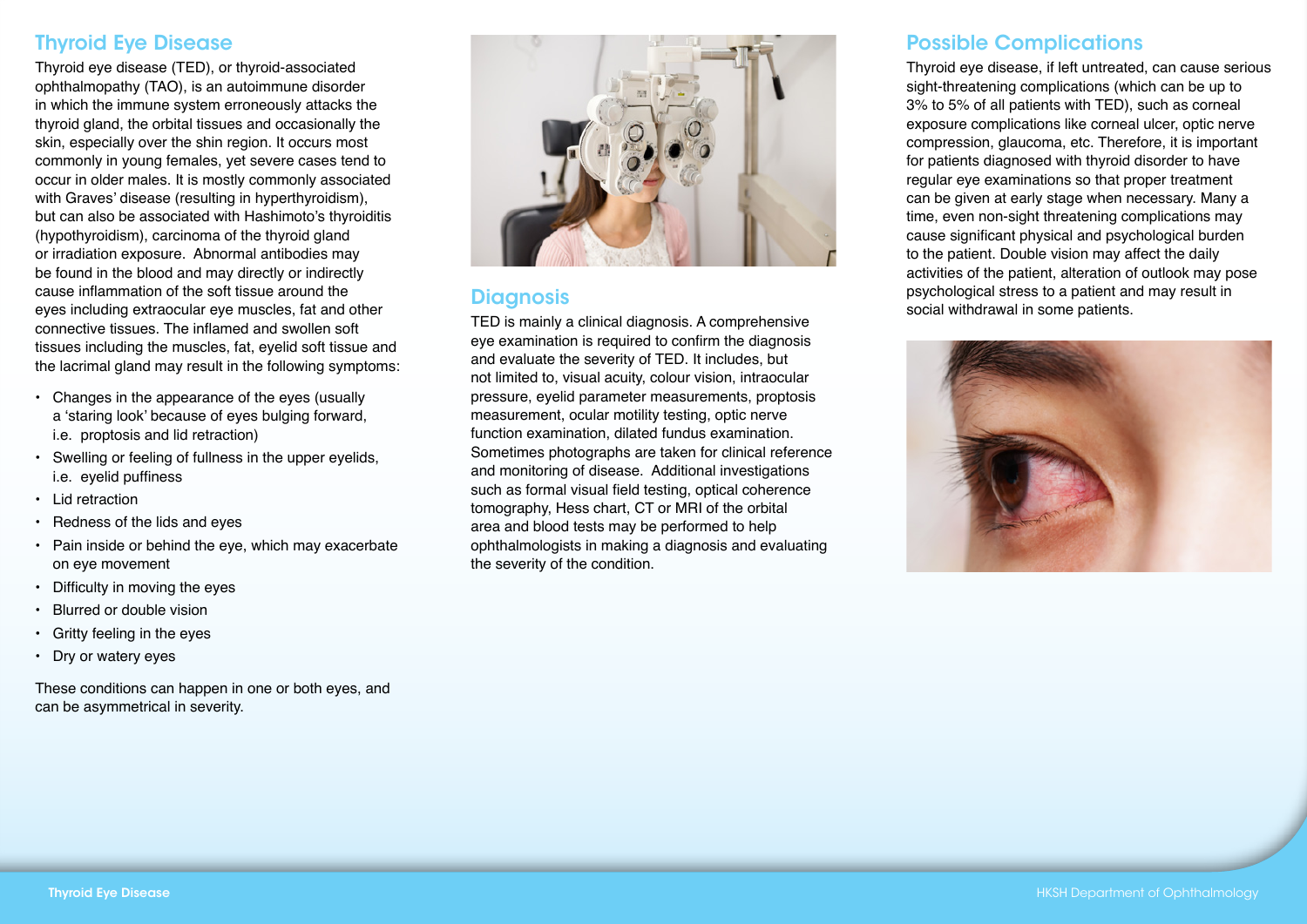## Thyroid Eye Disease

Thyroid eye disease (TED), or thyroid-associated ophthalmopathy (TAO), is an autoimmune disorder in which the immune system erroneously attacks the thyroid gland, the orbital tissues and occasionally the skin, especially over the shin region. It occurs most commonly in young females, yet severe cases tend to occur in older males. It is mostly commonly associated with Graves' disease (resulting in hyperthyroidism), but can also be associated with Hashimoto's thyroiditis (hypothyroidism), carcinoma of the thyroid gland or irradiation exposure. Abnormal antibodies may be found in the blood and may directly or indirectly cause inflammation of the soft tissue around the eyes including extraocular eye muscles, fat and other connective tissues. The inflamed and swollen soft tissues including the muscles, fat, eyelid soft tissue and the lacrimal gland may result in the following symptoms:

- Changes in the appearance of the eyes (usually a 'staring look' because of eyes bulging forward, i.e. proptosis and lid retraction)
- Swelling or feeling of fullness in the upper eyelids, i.e. eyelid puffiness
- Lid retraction
- Redness of the lids and eyes
- Pain inside or behind the eye, which may exacerbate on eye movement
- Difficulty in moving the eyes
- Blurred or double vision
- Gritty feeling in the eyes
- Dry or watery eyes

These conditions can happen in one or both eyes, and can be asymmetrical in severity.

## Diagnosis

TED is mainly a clinical diagnosis. A comprehensive eye examination is required to confirm the diagnosis and evaluate the severity of TED. It includes, but not limited to, visual acuity, colour vision, intraocular pressure, eyelid parameter measurements, proptosis measurement, ocular motility testing, optic nerve function examination, dilated fundus examination. Sometimes photographs are taken for clinical reference and monitoring of disease. Additional investigations such as formal visual field testing, optical coherence tomography, Hess chart, CT or MRI of the orbital area and blood tests may be performed to help ophthalmologists in making a diagnosis and evaluating the severity of the condition.

## Possible Complications

Thyroid eye disease, if left untreated, can cause serious sight-threatening complications (which can be up to 3% to 5% of all patients with TED), such as corneal exposure complications like corneal ulcer, optic nerve compression, glaucoma, etc. Therefore, it is important for patients diagnosed with thyroid disorder to have regular eye examinations so that proper treatment can be given at early stage when necessary. Many a time, even non-sight threatening complications may cause significant physical and psychological burden to the patient. Double vision may affect the daily activities of the patient, alteration of outlook may pose psychological stress to a patient and may result in social withdrawal in some patients.